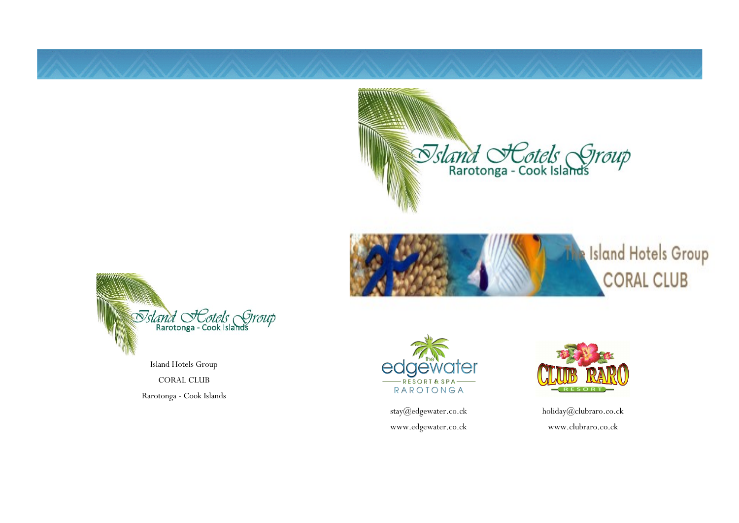Island Hotels Group
Rarotonga - Cook Islands

The Island Hotels Group
CORAL CLUB

Island Hotels Group

CORAL CLUB

Rarotonga - Cook Islands

the edgewater
RESORT & SPA
RAROTONGA

stay@edgewater.co.ck

www.edgewater.co.ck

CLUB RARO
RESORT

holiday@clubraro.co.ck

www.clubraro.co.ck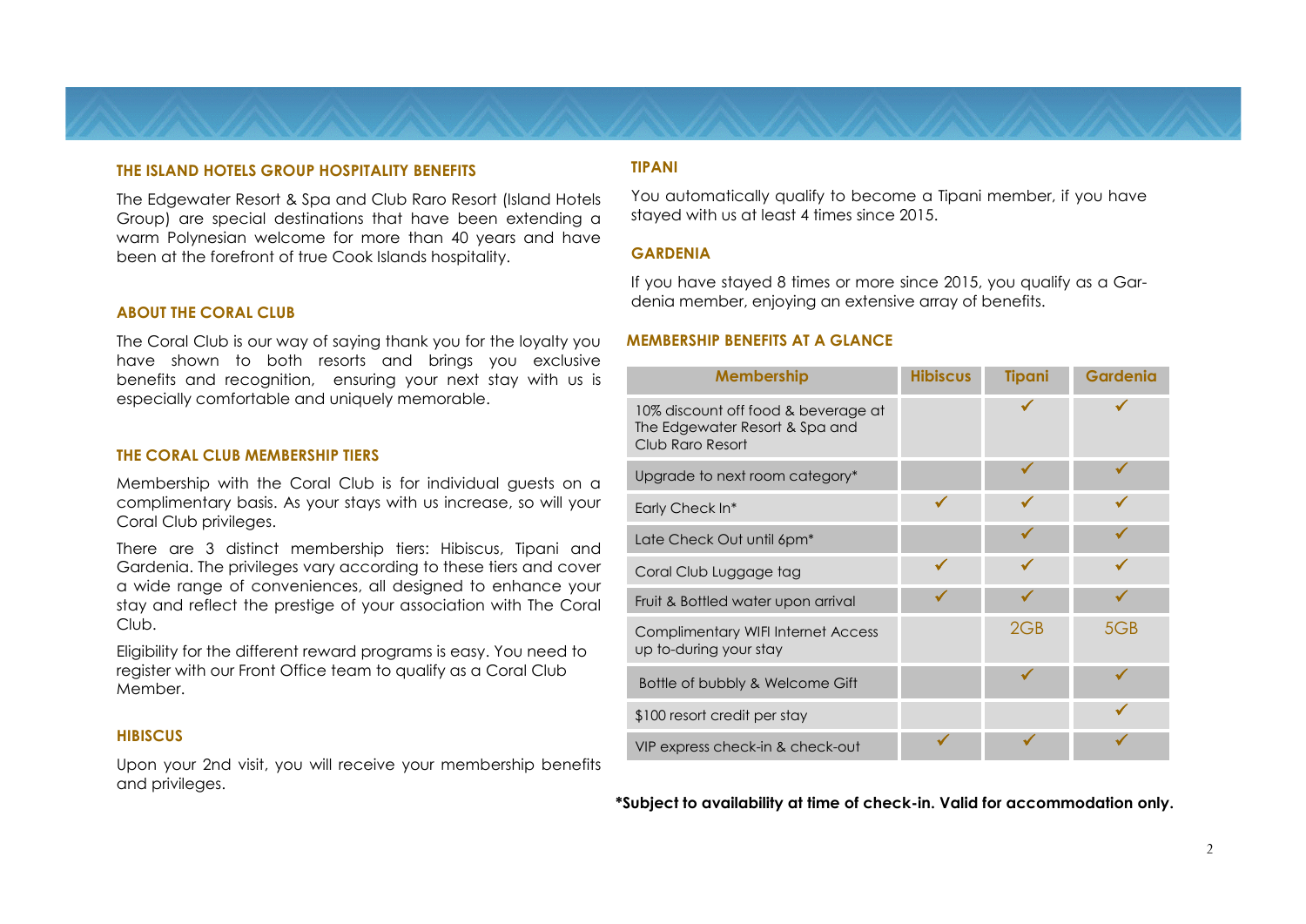## THE ISLAND HOTELS GROUP HOSPITALITY BENEFITS

The Edgewater Resort & Spa and Club Raro Resort (Island Hotels Group) are special destinations that have been extending a warm Polynesian welcome for more than 40 years and have been at the forefront of true Cook Islands hospitality.

## ABOUT THE CORAL CLUB

The Coral Club is our way of saying thank you for the loyalty you have shown to both resorts and brings you exclusive benefits and recognition, ensuring your next stay with us is especially comfortable and uniquely memorable.

## THE CORAL CLUB MEMBERSHIP TIERS

Membership with the Coral Club is for individual guests on a complimentary basis. As your stays with us increase, so will your Coral Club privileges.

There are 3 distinct membership tiers: Hibiscus, Tipani and Gardenia. The privileges vary according to these tiers and cover a wide range of conveniences, all designed to enhance your stay and reflect the prestige of your association with The Coral Club.

Eligibility for the different reward programs is easy. You need to register with our Front Office team to qualify as a Coral Club Member.

## HIBISCUS

Upon your 2nd visit, you will receive your membership benefits and privileges.

## TIPANI

You automatically qualify to become a Tipani member, if you have stayed with us at least 4 times since 2015.

## GARDENIA

If you have stayed 8 times or more since 2015, you qualify as a Gardenia member, enjoying an extensive array of benefits.

## MEMBERSHIP BENEFITS AT A GLANCE

| Membership | Hibiscus | Tipani | Gardenia |
|---|---|---|---|
| 10% discount off food & beverage at The Edgewater Resort & Spa and Club Raro Resort | | ✓ | ✓ |
| Upgrade to next room category* | | ✓ | ✓ |
| Early Check In* | ✓ | ✓ | ✓ |
| Late Check Out until 6pm* | | ✓ | ✓ |
| Coral Club Luggage tag | ✓ | ✓ | ✓ |
| Fruit & Bottled water upon arrival | ✓ | ✓ | ✓ |
| Complimentary WIFI Internet Access up to-during your stay | | 2GB | 5GB |
| Bottle of bubbly & Welcome Gift | | ✓ | ✓ |
| $100 resort credit per stay | | | ✓ |
| VIP express check-in & check-out | ✓ | ✓ | ✓ |

**\*Subject to availability at time of check-in. Valid for accommodation only.**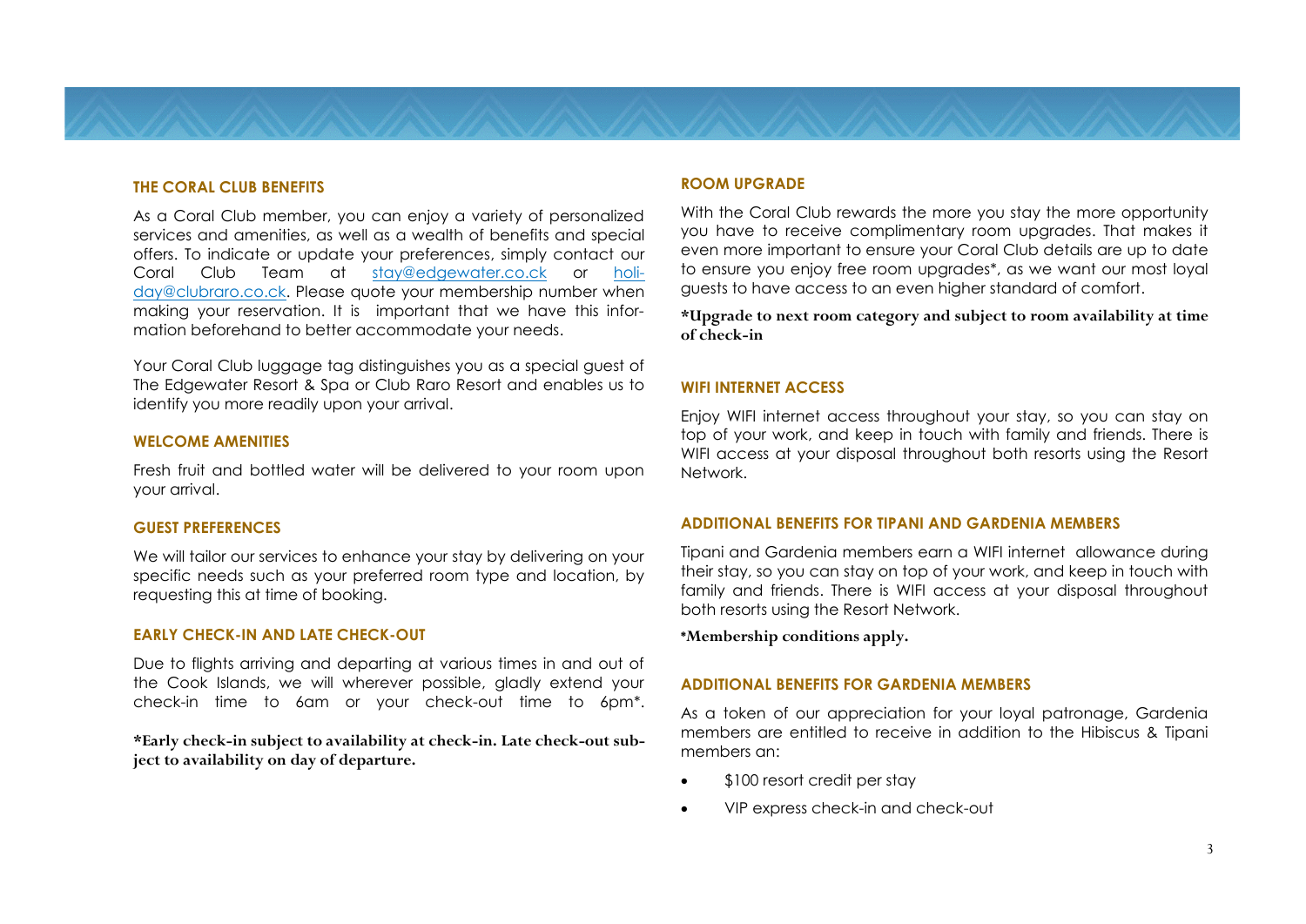### THE CORAL CLUB BENEFITS

As a Coral Club member, you can enjoy a variety of personalized services and amenities, as well as a wealth of benefits and special offers. To indicate or update your preferences, simply contact our Coral Club Team at stay@edgewater.co.ck or holiday@clubraro.co.ck. Please quote your membership number when making your reservation. It is important that we have this information beforehand to better accommodate your needs.

Your Coral Club luggage tag distinguishes you as a special guest of The Edgewater Resort & Spa or Club Raro Resort and enables us to identify you more readily upon your arrival.

### WELCOME AMENITIES

Fresh fruit and bottled water will be delivered to your room upon your arrival.

### GUEST PREFERENCES

We will tailor our services to enhance your stay by delivering on your specific needs such as your preferred room type and location, by requesting this at time of booking.

### EARLY CHECK-IN AND LATE CHECK-OUT

Due to flights arriving and departing at various times in and out of the Cook Islands, we will wherever possible, gladly extend your check-in time to 6am or your check-out time to 6pm*.

**\*Early check-in subject to availability at check-in. Late check-out subject to availability on day of departure.**

### ROOM UPGRADE

With the Coral Club rewards the more you stay the more opportunity you have to receive complimentary room upgrades. That makes it even more important to ensure your Coral Club details are up to date to ensure you enjoy free room upgrades*, as we want our most loyal guests to have access to an even higher standard of comfort.

**\*Upgrade to next room category and subject to room availability at time of check-in**

### WIFI INTERNET ACCESS

Enjoy WIFI internet access throughout your stay, so you can stay on top of your work, and keep in touch with family and friends. There is WIFI access at your disposal throughout both resorts using the Resort Network.

### ADDITIONAL BENEFITS FOR TIPANI AND GARDENIA MEMBERS

Tipani and Gardenia members earn a WIFI internet allowance during their stay, so you can stay on top of your work, and keep in touch with family and friends. There is WIFI access at your disposal throughout both resorts using the Resort Network.

**\*Membership conditions apply.**

### ADDITIONAL BENEFITS FOR GARDENIA MEMBERS

As a token of our appreciation for your loyal patronage, Gardenia members are entitled to receive in addition to the Hibiscus & Tipani members an:

- $100 resort credit per stay
- VIP express check-in and check-out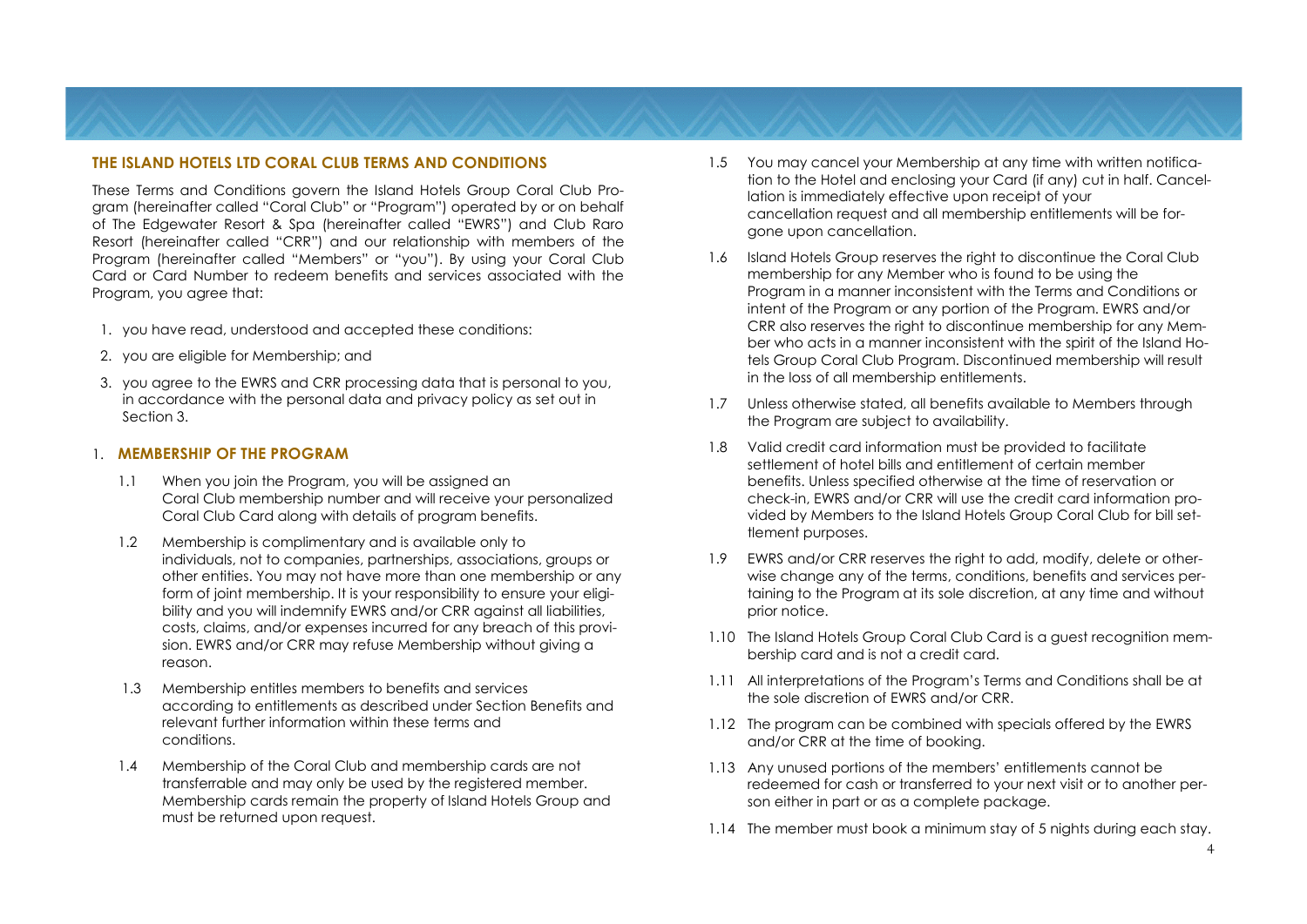## THE ISLAND HOTELS LTD CORAL CLUB TERMS AND CONDITIONS

These Terms and Conditions govern the Island Hotels Group Coral Club Program (hereinafter called "Coral Club" or "Program") operated by or on behalf of The Edgewater Resort & Spa (hereinafter called "EWRS") and Club Raro Resort (hereinafter called "CRR") and our relationship with members of the Program (hereinafter called "Members" or "you"). By using your Coral Club Card or Card Number to redeem benefits and services associated with the Program, you agree that:

1. you have read, understood and accepted these conditions:
2. you are eligible for Membership; and
3. you agree to the EWRS and CRR processing data that is personal to you, in accordance with the personal data and privacy policy as set out in Section 3.

### 1. MEMBERSHIP OF THE PROGRAM

1.1 When you join the Program, you will be assigned an Coral Club membership number and will receive your personalized Coral Club Card along with details of program benefits.

1.2 Membership is complimentary and is available only to individuals, not to companies, partnerships, associations, groups or other entities. You may not have more than one membership or any form of joint membership. It is your responsibility to ensure your eligibility and you will indemnify EWRS and/or CRR against all liabilities, costs, claims, and/or expenses incurred for any breach of this provision. EWRS and/or CRR may refuse Membership without giving a reason.

1.3 Membership entitles members to benefits and services according to entitlements as described under Section Benefits and relevant further information within these terms and conditions.

1.4 Membership of the Coral Club and membership cards are not transferrable and may only be used by the registered member. Membership cards remain the property of Island Hotels Group and must be returned upon request.

1.5 You may cancel your Membership at any time with written notification to the Hotel and enclosing your Card (if any) cut in half. Cancellation is immediately effective upon receipt of your cancellation request and all membership entitlements will be forgone upon cancellation.

1.6 Island Hotels Group reserves the right to discontinue the Coral Club membership for any Member who is found to be using the Program in a manner inconsistent with the Terms and Conditions or intent of the Program or any portion of the Program. EWRS and/or CRR also reserves the right to discontinue membership for any Member who acts in a manner inconsistent with the spirit of the Island Hotels Group Coral Club Program. Discontinued membership will result in the loss of all membership entitlements.

1.7 Unless otherwise stated, all benefits available to Members through the Program are subject to availability.

1.8 Valid credit card information must be provided to facilitate settlement of hotel bills and entitlement of certain member benefits. Unless specified otherwise at the time of reservation or check-in, EWRS and/or CRR will use the credit card information provided by Members to the Island Hotels Group Coral Club for bill settlement purposes.

1.9 EWRS and/or CRR reserves the right to add, modify, delete or otherwise change any of the terms, conditions, benefits and services pertaining to the Program at its sole discretion, at any time and without prior notice.

1.10 The Island Hotels Group Coral Club Card is a guest recognition membership card and is not a credit card.

1.11 All interpretations of the Program's Terms and Conditions shall be at the sole discretion of EWRS and/or CRR.

1.12 The program can be combined with specials offered by the EWRS and/or CRR at the time of booking.

1.13 Any unused portions of the members' entitlements cannot be redeemed for cash or transferred to your next visit or to another person either in part or as a complete package.

1.14 The member must book a minimum stay of 5 nights during each stay.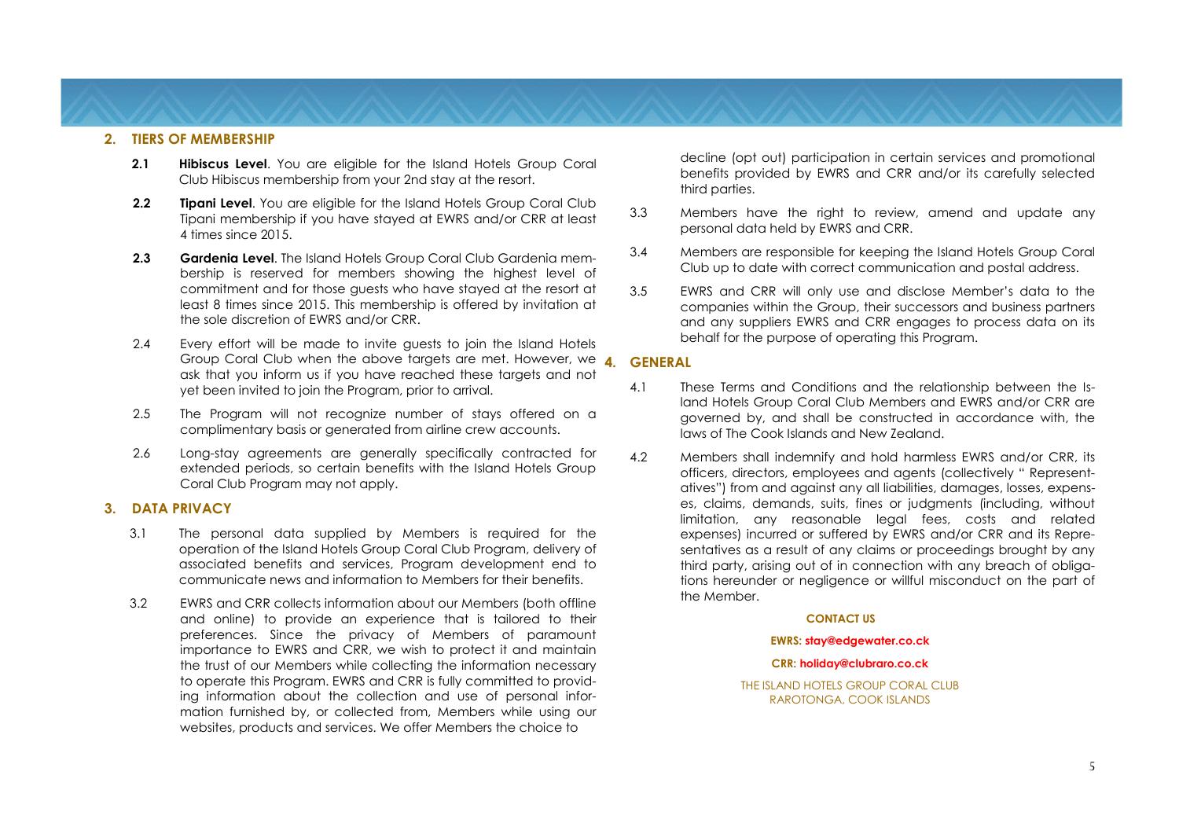## 2. TIERS OF MEMBERSHIP

**2.1** **Hibiscus Level**. You are eligible for the Island Hotels Group Coral Club Hibiscus membership from your 2nd stay at the resort.

**2.2** **Tipani Level**. You are eligible for the Island Hotels Group Coral Club Tipani membership if you have stayed at EWRS and/or CRR at least 4 times since 2015.

**2.3** **Gardenia Level**. The Island Hotels Group Coral Club Gardenia membership is reserved for members showing the highest level of commitment and for those guests who have stayed at the resort at least 8 times since 2015. This membership is offered by invitation at the sole discretion of EWRS and/or CRR.

2.4 Every effort will be made to invite guests to join the Island Hotels Group Coral Club when the above targets are met. However, we ask that you inform us if you have reached these targets and not yet been invited to join the Program, prior to arrival.

2.5 The Program will not recognize number of stays offered on a complimentary basis or generated from airline crew accounts.

2.6 Long-stay agreements are generally specifically contracted for extended periods, so certain benefits with the Island Hotels Group Coral Club Program may not apply.

## 3. DATA PRIVACY

3.1 The personal data supplied by Members is required for the operation of the Island Hotels Group Coral Club Program, delivery of associated benefits and services, Program development end to communicate news and information to Members for their benefits.

3.2 EWRS and CRR collects information about our Members (both offline and online) to provide an experience that is tailored to their preferences. Since the privacy of Members of paramount importance to EWRS and CRR, we wish to protect it and maintain the trust of our Members while collecting the information necessary to operate this Program. EWRS and CRR is fully committed to providing information about the collection and use of personal information furnished by, or collected from, Members while using our websites, products and services. We offer Members the choice to decline (opt out) participation in certain services and promotional benefits provided by EWRS and CRR and/or its carefully selected third parties.

3.3 Members have the right to review, amend and update any personal data held by EWRS and CRR.

3.4 Members are responsible for keeping the Island Hotels Group Coral Club up to date with correct communication and postal address.

3.5 EWRS and CRR will only use and disclose Member's data to the companies within the Group, their successors and business partners and any suppliers EWRS and CRR engages to process data on its behalf for the purpose of operating this Program.

## 4. GENERAL

4.1 These Terms and Conditions and the relationship between the Island Hotels Group Coral Club Members and EWRS and/or CRR are governed by, and shall be constructed in accordance with, the laws of The Cook Islands and New Zealand.

4.2 Members shall indemnify and hold harmless EWRS and/or CRR, its officers, directors, employees and agents (collectively " Representatives") from and against any all liabilities, damages, losses, expenses, claims, demands, suits, fines or judgments (including, without limitation, any reasonable legal fees, costs and related expenses) incurred or suffered by EWRS and/or CRR and its Representatives as a result of any claims or proceedings brought by any third party, arising out of in connection with any breach of obligations hereunder or negligence or willful misconduct on the part of the Member.

**CONTACT US**

**EWRS: stay@edgewater.co.ck**

**CRR: holiday@clubraro.co.ck**

THE ISLAND HOTELS GROUP CORAL CLUB
RAROTONGA, COOK ISLANDS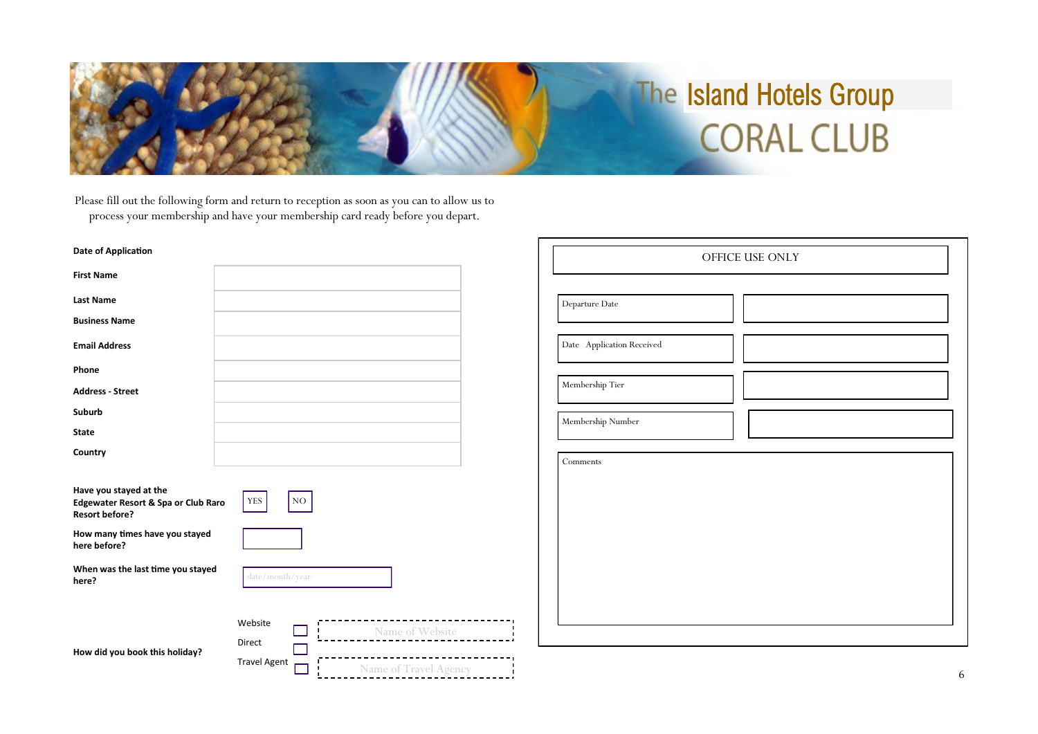# The Island Hotels Group
# CORAL CLUB

Please fill out the following form and return to reception as soon as you can to allow us to process your membership and have your membership card ready before you depart.

| | |
|---|---|
| **Date of Application** | |
| **First Name** | |
| **Last Name** | |
| **Business Name** | |
| **Email Address** | |
| **Phone** | |
| **Address - Street** | |
| **Suburb** | |
| **State** | |
| **Country** | |

**Have you stayed at the Edgewater Resort & Spa or Club Raro Resort before?** YES ☐ NO ☐

**How many times have you stayed here before?** ☐

**When was the last time you stayed here?** date/month/year

**How did you book this holiday?**

- Website ☐ Name of Website
- Direct ☐
- Travel Agent ☐ Name of Travel Agency

## OFFICE USE ONLY

| | |
|---|---|
| Departure Date | |
| Date Application Received | |
| Membership Tier | |
| Membership Number | |

Comments